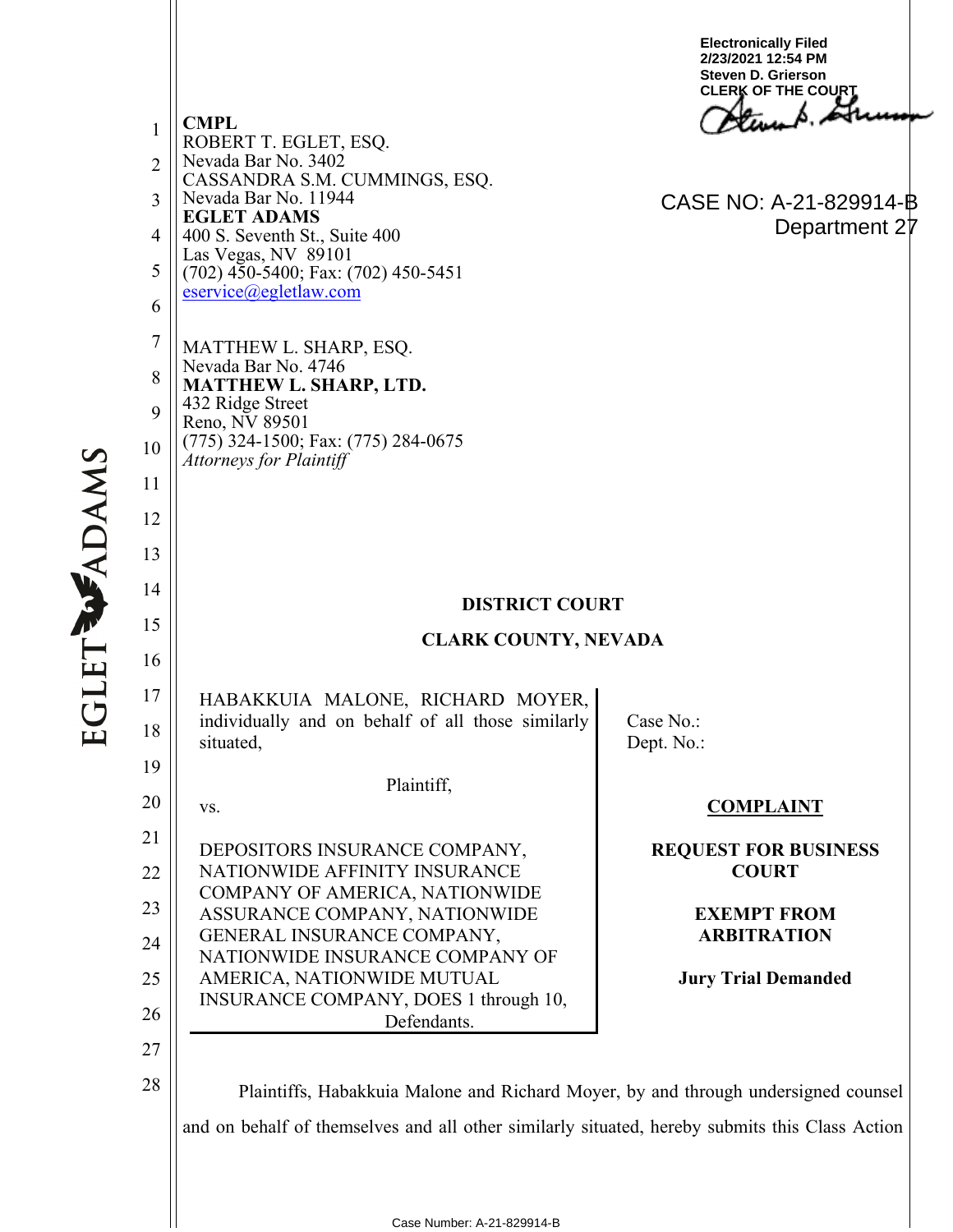Electronically Filed
2/23/2021 12:54 PM
Steven D. Grierson
CLERK OF THE COURT

CASE NO: A-21-829914-B
Department 27

**CMPL**
ROBERT T. EGLET, ESQ.
Nevada Bar No. 3402
CASSANDRA S.M. CUMMINGS, ESQ.
Nevada Bar No. 11944
**EGLET ADAMS**
400 S. Seventh St., Suite 400
Las Vegas, NV 89101
(702) 450-5400; Fax: (702) 450-5451
eservice@egletlaw.com

MATTHEW L. SHARP, ESQ.
Nevada Bar No. 4746
**MATTHEW L. SHARP, LTD.**
432 Ridge Street
Reno, NV 89501
(775) 324-1500; Fax: (775) 284-0675
*Attorneys for Plaintiff*

**DISTRICT COURT**

**CLARK COUNTY, NEVADA**

| | |
|---|---|
| HABAKKUIA MALONE, RICHARD MOYER, individually and on behalf of all those similarly situated,<br><br>Plaintiff,<br><br>vs.<br><br>DEPOSITORS INSURANCE COMPANY, NATIONWIDE AFFINITY INSURANCE COMPANY OF AMERICA, NATIONWIDE ASSURANCE COMPANY, NATIONWIDE GENERAL INSURANCE COMPANY, NATIONWIDE INSURANCE COMPANY OF AMERICA, NATIONWIDE MUTUAL INSURANCE COMPANY, DOES 1 through 10,<br><br>Defendants. | Case No.:<br>Dept. No.:<br><br>**COMPLAINT**<br><br>**REQUEST FOR BUSINESS COURT**<br><br>**EXEMPT FROM ARBITRATION**<br><br>**Jury Trial Demanded** |

Plaintiffs, Habakkuia Malone and Richard Moyer, by and through undersigned counsel and on behalf of themselves and all other similarly situated, hereby submits this Class Action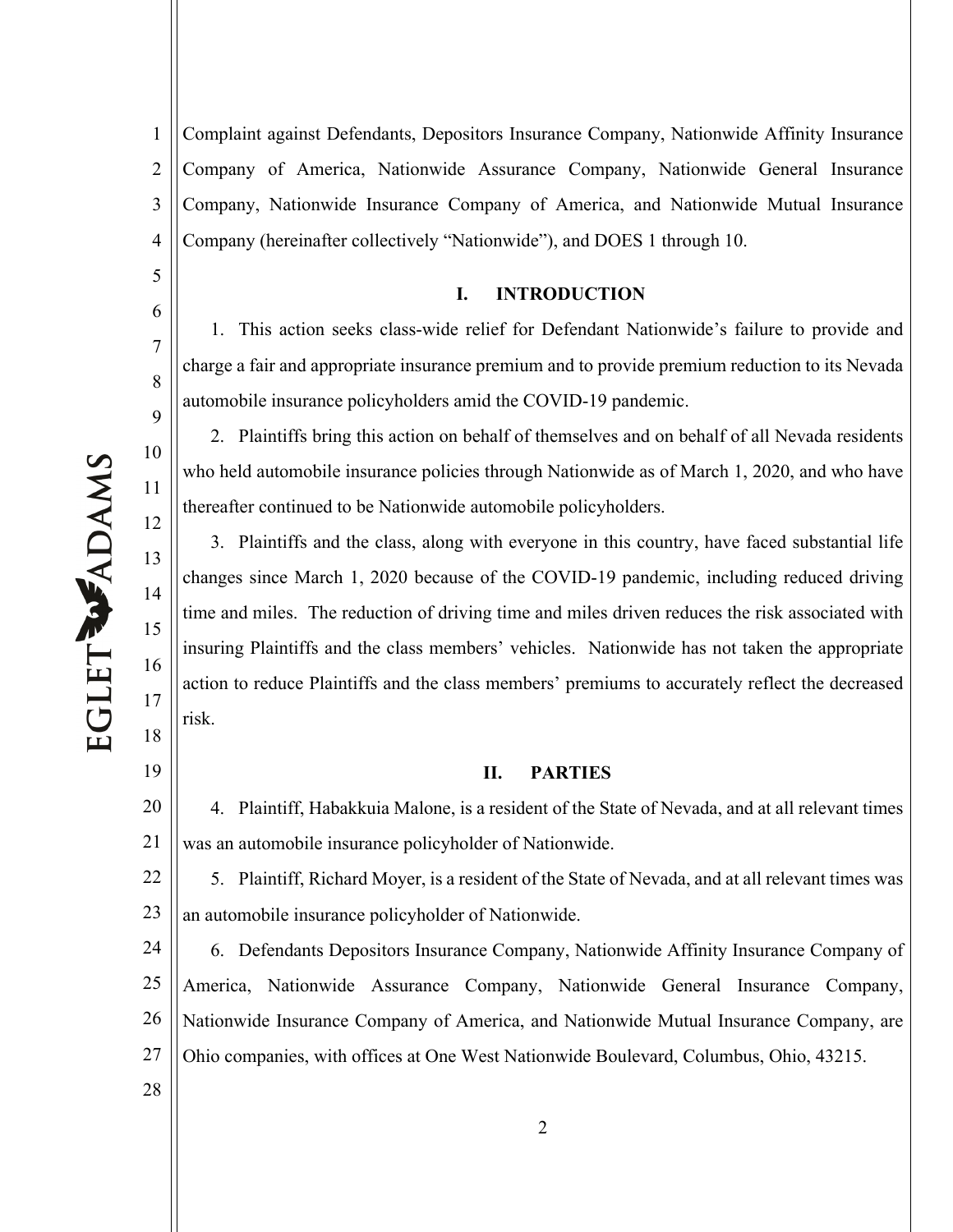Complaint against Defendants, Depositors Insurance Company, Nationwide Affinity Insurance Company of America, Nationwide Assurance Company, Nationwide General Insurance Company, Nationwide Insurance Company of America, and Nationwide Mutual Insurance Company (hereinafter collectively "Nationwide"), and DOES 1 through 10.

## I. INTRODUCTION

1. This action seeks class-wide relief for Defendant Nationwide's failure to provide and charge a fair and appropriate insurance premium and to provide premium reduction to its Nevada automobile insurance policyholders amid the COVID-19 pandemic.

2. Plaintiffs bring this action on behalf of themselves and on behalf of all Nevada residents who held automobile insurance policies through Nationwide as of March 1, 2020, and who have thereafter continued to be Nationwide automobile policyholders.

3. Plaintiffs and the class, along with everyone in this country, have faced substantial life changes since March 1, 2020 because of the COVID-19 pandemic, including reduced driving time and miles. The reduction of driving time and miles driven reduces the risk associated with insuring Plaintiffs and the class members' vehicles. Nationwide has not taken the appropriate action to reduce Plaintiffs and the class members' premiums to accurately reflect the decreased risk.

## II. PARTIES

4. Plaintiff, Habakkuia Malone, is a resident of the State of Nevada, and at all relevant times was an automobile insurance policyholder of Nationwide.

5. Plaintiff, Richard Moyer, is a resident of the State of Nevada, and at all relevant times was an automobile insurance policyholder of Nationwide.

6. Defendants Depositors Insurance Company, Nationwide Affinity Insurance Company of America, Nationwide Assurance Company, Nationwide General Insurance Company, Nationwide Insurance Company of America, and Nationwide Mutual Insurance Company, are Ohio companies, with offices at One West Nationwide Boulevard, Columbus, Ohio, 43215.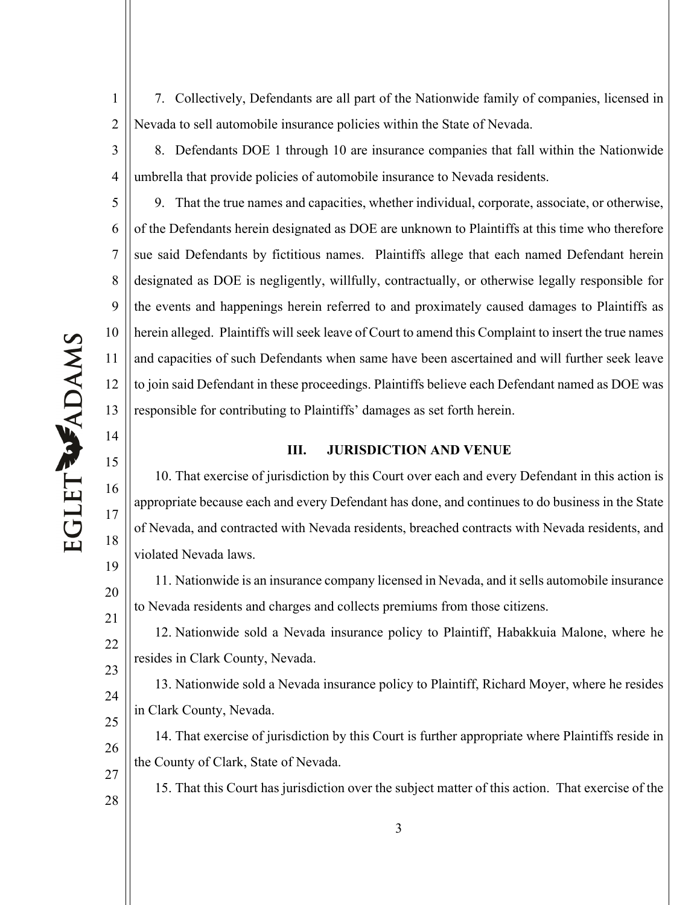7. Collectively, Defendants are all part of the Nationwide family of companies, licensed in Nevada to sell automobile insurance policies within the State of Nevada.

8. Defendants DOE 1 through 10 are insurance companies that fall within the Nationwide umbrella that provide policies of automobile insurance to Nevada residents.

9. That the true names and capacities, whether individual, corporate, associate, or otherwise, of the Defendants herein designated as DOE are unknown to Plaintiffs at this time who therefore sue said Defendants by fictitious names. Plaintiffs allege that each named Defendant herein designated as DOE is negligently, willfully, contractually, or otherwise legally responsible for the events and happenings herein referred to and proximately caused damages to Plaintiffs as herein alleged. Plaintiffs will seek leave of Court to amend this Complaint to insert the true names and capacities of such Defendants when same have been ascertained and will further seek leave to join said Defendant in these proceedings. Plaintiffs believe each Defendant named as DOE was responsible for contributing to Plaintiffs' damages as set forth herein.

## III. JURISDICTION AND VENUE

10. That exercise of jurisdiction by this Court over each and every Defendant in this action is appropriate because each and every Defendant has done, and continues to do business in the State of Nevada, and contracted with Nevada residents, breached contracts with Nevada residents, and violated Nevada laws.

11. Nationwide is an insurance company licensed in Nevada, and it sells automobile insurance to Nevada residents and charges and collects premiums from those citizens.

12. Nationwide sold a Nevada insurance policy to Plaintiff, Habakkuia Malone, where he resides in Clark County, Nevada.

13. Nationwide sold a Nevada insurance policy to Plaintiff, Richard Moyer, where he resides in Clark County, Nevada.

14. That exercise of jurisdiction by this Court is further appropriate where Plaintiffs reside in the County of Clark, State of Nevada.

15. That this Court has jurisdiction over the subject matter of this action. That exercise of the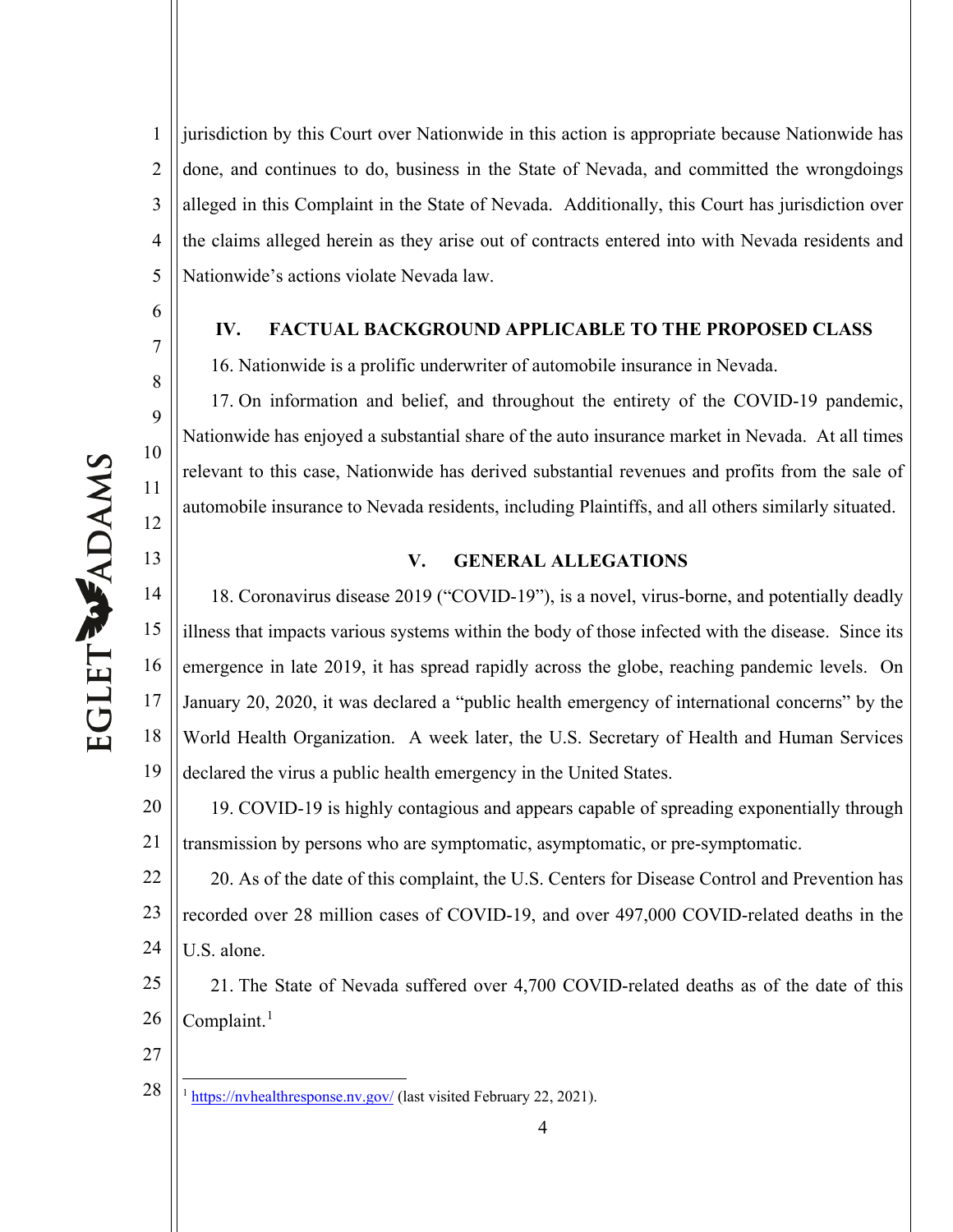jurisdiction by this Court over Nationwide in this action is appropriate because Nationwide has done, and continues to do, business in the State of Nevada, and committed the wrongdoings alleged in this Complaint in the State of Nevada. Additionally, this Court has jurisdiction over the claims alleged herein as they arise out of contracts entered into with Nevada residents and Nationwide's actions violate Nevada law.

## IV. FACTUAL BACKGROUND APPLICABLE TO THE PROPOSED CLASS

16. Nationwide is a prolific underwriter of automobile insurance in Nevada.

17. On information and belief, and throughout the entirety of the COVID-19 pandemic, Nationwide has enjoyed a substantial share of the auto insurance market in Nevada. At all times relevant to this case, Nationwide has derived substantial revenues and profits from the sale of automobile insurance to Nevada residents, including Plaintiffs, and all others similarly situated.

## V. GENERAL ALLEGATIONS

18. Coronavirus disease 2019 ("COVID-19"), is a novel, virus-borne, and potentially deadly illness that impacts various systems within the body of those infected with the disease. Since its emergence in late 2019, it has spread rapidly across the globe, reaching pandemic levels. On January 20, 2020, it was declared a "public health emergency of international concerns" by the World Health Organization. A week later, the U.S. Secretary of Health and Human Services declared the virus a public health emergency in the United States.

19. COVID-19 is highly contagious and appears capable of spreading exponentially through transmission by persons who are symptomatic, asymptomatic, or pre-symptomatic.

20. As of the date of this complaint, the U.S. Centers for Disease Control and Prevention has recorded over 28 million cases of COVID-19, and over 497,000 COVID-related deaths in the U.S. alone.

21. The State of Nevada suffered over 4,700 COVID-related deaths as of the date of this Complaint.[1]

---

[1] https://nvhealthresponse.nv.gov/ (last visited February 22, 2021).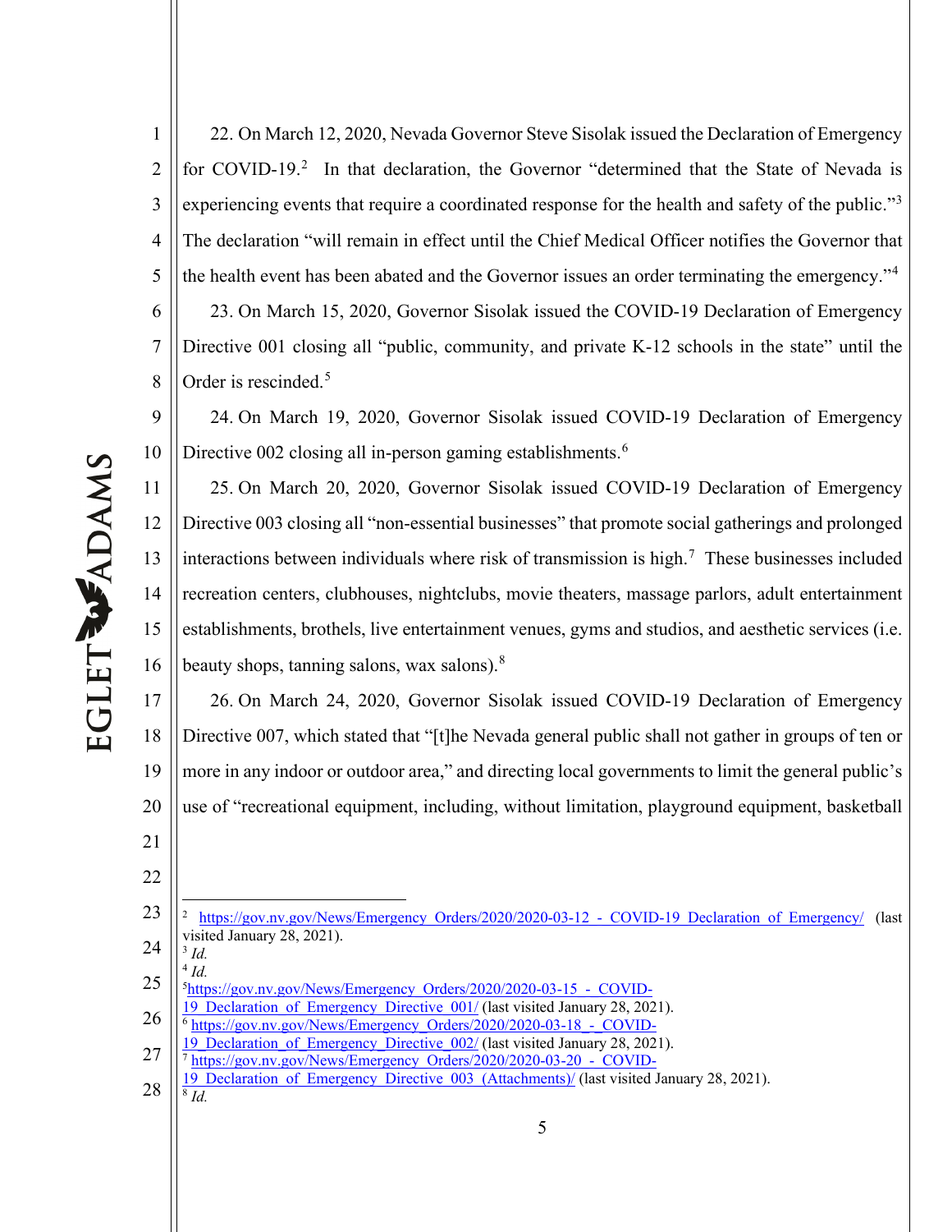22. On March 12, 2020, Nevada Governor Steve Sisolak issued the Declaration of Emergency for COVID-19.[2] In that declaration, the Governor "determined that the State of Nevada is experiencing events that require a coordinated response for the health and safety of the public."[3] The declaration "will remain in effect until the Chief Medical Officer notifies the Governor that the health event has been abated and the Governor issues an order terminating the emergency."[4]

23. On March 15, 2020, Governor Sisolak issued the COVID-19 Declaration of Emergency Directive 001 closing all "public, community, and private K-12 schools in the state" until the Order is rescinded.[5]

24. On March 19, 2020, Governor Sisolak issued COVID-19 Declaration of Emergency Directive 002 closing all in-person gaming establishments.[6]

25. On March 20, 2020, Governor Sisolak issued COVID-19 Declaration of Emergency Directive 003 closing all "non-essential businesses" that promote social gatherings and prolonged interactions between individuals where risk of transmission is high.[7] These businesses included recreation centers, clubhouses, nightclubs, movie theaters, massage parlors, adult entertainment establishments, brothels, live entertainment venues, gyms and studios, and aesthetic services (i.e. beauty shops, tanning salons, wax salons).[8]

26. On March 24, 2020, Governor Sisolak issued COVID-19 Declaration of Emergency Directive 007, which stated that "[t]he Nevada general public shall not gather in groups of ten or more in any indoor or outdoor area," and directing local governments to limit the general public's use of "recreational equipment, including, without limitation, playground equipment, basketball

---

[2] https://gov.nv.gov/News/Emergency_Orders/2020/2020-03-12_-_COVID-19_Declaration_of_Emergency/ (last visited January 28, 2021).

[3] *Id.*

[4] *Id.*

[5] https://gov.nv.gov/News/Emergency_Orders/2020/2020-03-15_-_COVID-19_Declaration_of_Emergency_Directive_001/ (last visited January 28, 2021).

[6] https://gov.nv.gov/News/Emergency_Orders/2020/2020-03-18_-_COVID-19_Declaration_of_Emergency_Directive_002/ (last visited January 28, 2021).

[7] https://gov.nv.gov/News/Emergency_Orders/2020/2020-03-20_-_COVID-19_Declaration_of_Emergency_Directive_003_(Attachments)/ (last visited January 28, 2021).

[8] *Id.*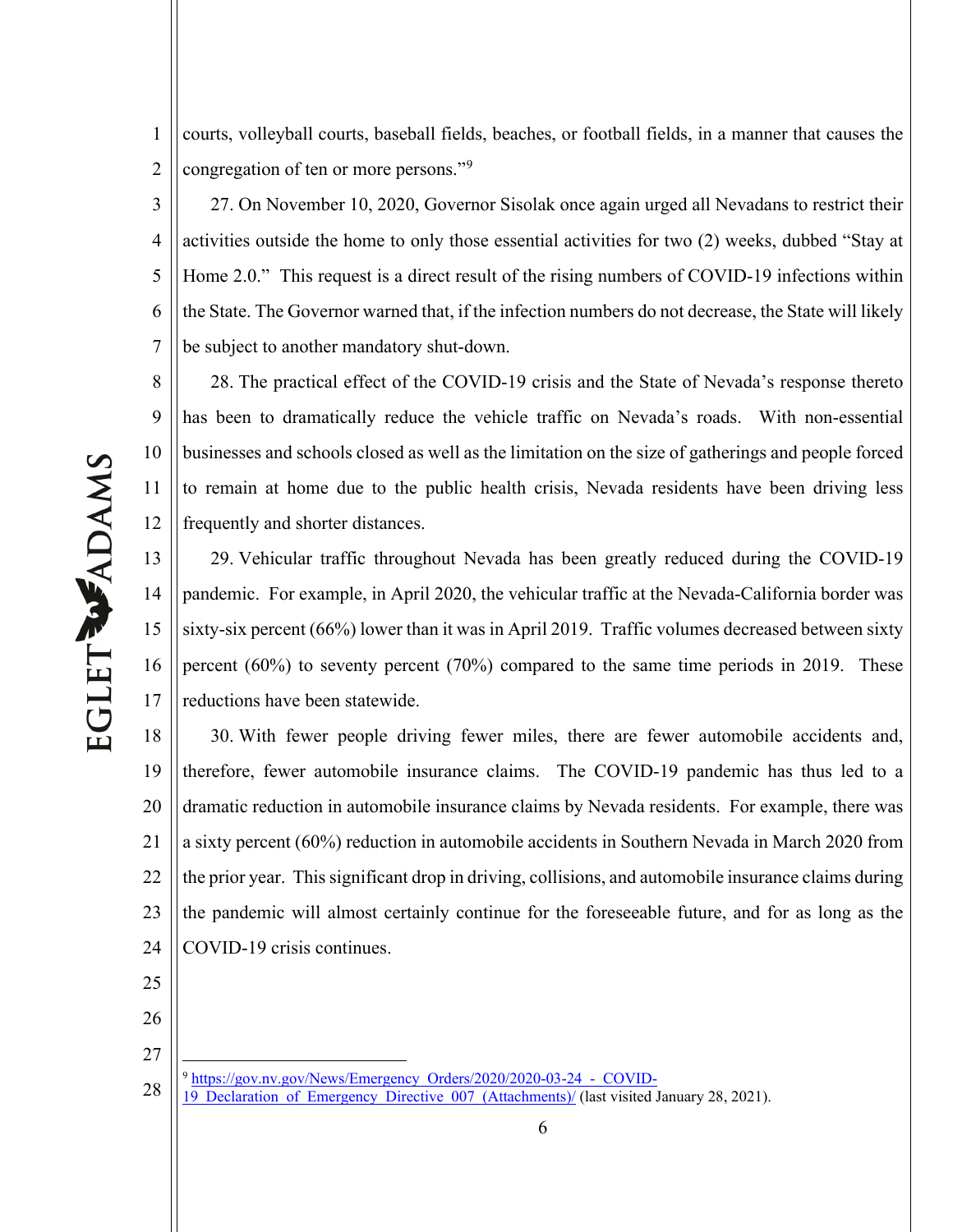courts, volleyball courts, baseball fields, beaches, or football fields, in a manner that causes the congregation of ten or more persons."[9]

27. On November 10, 2020, Governor Sisolak once again urged all Nevadans to restrict their activities outside the home to only those essential activities for two (2) weeks, dubbed "Stay at Home 2.0." This request is a direct result of the rising numbers of COVID-19 infections within the State. The Governor warned that, if the infection numbers do not decrease, the State will likely be subject to another mandatory shut-down.

28. The practical effect of the COVID-19 crisis and the State of Nevada's response thereto has been to dramatically reduce the vehicle traffic on Nevada's roads. With non-essential businesses and schools closed as well as the limitation on the size of gatherings and people forced to remain at home due to the public health crisis, Nevada residents have been driving less frequently and shorter distances.

29. Vehicular traffic throughout Nevada has been greatly reduced during the COVID-19 pandemic. For example, in April 2020, the vehicular traffic at the Nevada-California border was sixty-six percent (66%) lower than it was in April 2019. Traffic volumes decreased between sixty percent (60%) to seventy percent (70%) compared to the same time periods in 2019. These reductions have been statewide.

30. With fewer people driving fewer miles, there are fewer automobile accidents and, therefore, fewer automobile insurance claims. The COVID-19 pandemic has thus led to a dramatic reduction in automobile insurance claims by Nevada residents. For example, there was a sixty percent (60%) reduction in automobile accidents in Southern Nevada in March 2020 from the prior year. This significant drop in driving, collisions, and automobile insurance claims during the pandemic will almost certainly continue for the foreseeable future, and for as long as the COVID-19 crisis continues.

---

[9] https://gov.nv.gov/News/Emergency_Orders/2020/2020-03-24_-_COVID-19_Declaration_of_Emergency_Directive_007_(Attachments)/ (last visited January 28, 2021).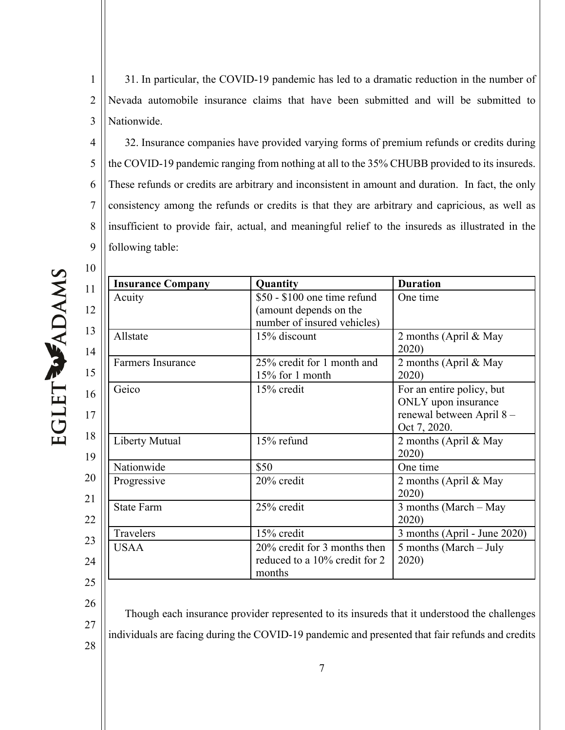31. In particular, the COVID-19 pandemic has led to a dramatic reduction in the number of Nevada automobile insurance claims that have been submitted and will be submitted to Nationwide.

32. Insurance companies have provided varying forms of premium refunds or credits during the COVID-19 pandemic ranging from nothing at all to the 35% CHUBB provided to its insureds. These refunds or credits are arbitrary and inconsistent in amount and duration. In fact, the only consistency among the refunds or credits is that they are arbitrary and capricious, as well as insufficient to provide fair, actual, and meaningful relief to the insureds as illustrated in the following table:

| Insurance Company | Quantity | Duration |
|---|---|---|
| Acuity | $50 - $100 one time refund (amount depends on the number of insured vehicles) | One time |
| Allstate | 15% discount | 2 months (April & May 2020) |
| Farmers Insurance | 25% credit for 1 month and 15% for 1 month | 2 months (April & May 2020) |
| Geico | 15% credit | For an entire policy, but ONLY upon insurance renewal between April 8 – Oct 7, 2020. |
| Liberty Mutual | 15% refund | 2 months (April & May 2020) |
| Nationwide | $50 | One time |
| Progressive | 20% credit | 2 months (April & May 2020) |
| State Farm | 25% credit | 3 months (March – May 2020) |
| Travelers | 15% credit | 3 months (April - June 2020) |
| USAA | 20% credit for 3 months then reduced to a 10% credit for 2 months | 5 months (March – July 2020) |

Though each insurance provider represented to its insureds that it understood the challenges individuals are facing during the COVID-19 pandemic and presented that fair refunds and credits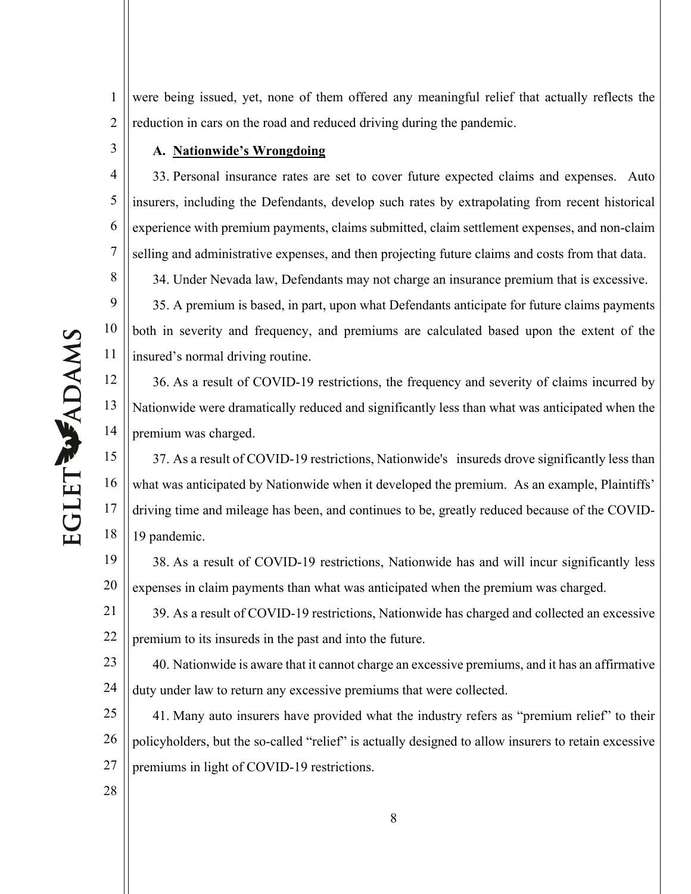were being issued, yet, none of them offered any meaningful relief that actually reflects the reduction in cars on the road and reduced driving during the pandemic.

**A. Nationwide's Wrongdoing**

33. Personal insurance rates are set to cover future expected claims and expenses. Auto insurers, including the Defendants, develop such rates by extrapolating from recent historical experience with premium payments, claims submitted, claim settlement expenses, and non-claim selling and administrative expenses, and then projecting future claims and costs from that data.

34. Under Nevada law, Defendants may not charge an insurance premium that is excessive.

35. A premium is based, in part, upon what Defendants anticipate for future claims payments both in severity and frequency, and premiums are calculated based upon the extent of the insured's normal driving routine.

36. As a result of COVID-19 restrictions, the frequency and severity of claims incurred by Nationwide were dramatically reduced and significantly less than what was anticipated when the premium was charged.

37. As a result of COVID-19 restrictions, Nationwide's insureds drove significantly less than what was anticipated by Nationwide when it developed the premium. As an example, Plaintiffs' driving time and mileage has been, and continues to be, greatly reduced because of the COVID-19 pandemic.

38. As a result of COVID-19 restrictions, Nationwide has and will incur significantly less expenses in claim payments than what was anticipated when the premium was charged.

39. As a result of COVID-19 restrictions, Nationwide has charged and collected an excessive premium to its insureds in the past and into the future.

40. Nationwide is aware that it cannot charge an excessive premiums, and it has an affirmative duty under law to return any excessive premiums that were collected.

41. Many auto insurers have provided what the industry refers as "premium relief" to their policyholders, but the so-called "relief" is actually designed to allow insurers to retain excessive premiums in light of COVID-19 restrictions.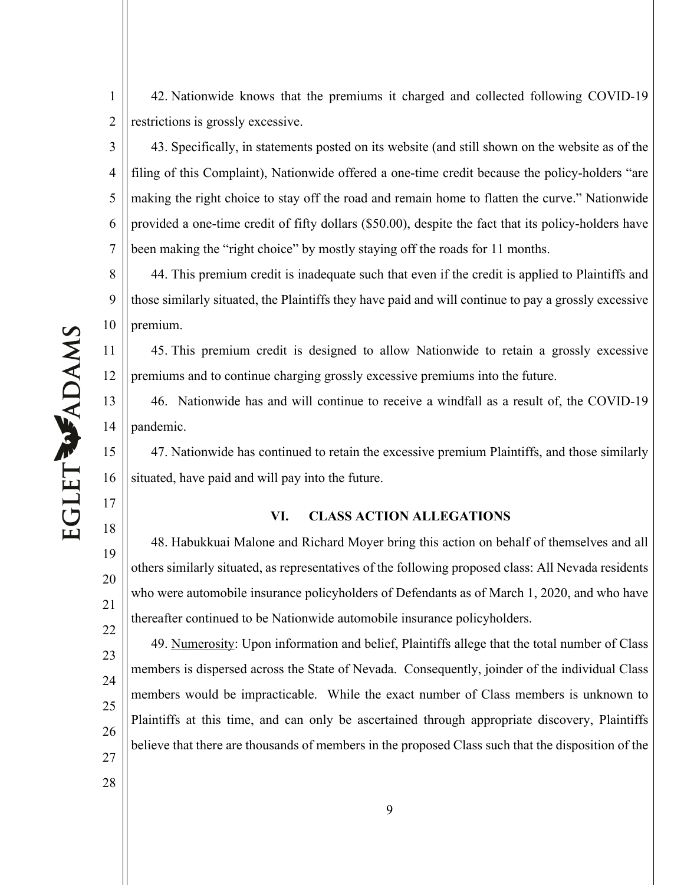42. Nationwide knows that the premiums it charged and collected following COVID-19 restrictions is grossly excessive.

43. Specifically, in statements posted on its website (and still shown on the website as of the filing of this Complaint), Nationwide offered a one-time credit because the policy-holders "are making the right choice to stay off the road and remain home to flatten the curve." Nationwide provided a one-time credit of fifty dollars ($50.00), despite the fact that its policy-holders have been making the "right choice" by mostly staying off the roads for 11 months.

44. This premium credit is inadequate such that even if the credit is applied to Plaintiffs and those similarly situated, the Plaintiffs they have paid and will continue to pay a grossly excessive premium.

45. This premium credit is designed to allow Nationwide to retain a grossly excessive premiums and to continue charging grossly excessive premiums into the future.

46. Nationwide has and will continue to receive a windfall as a result of, the COVID-19 pandemic.

47. Nationwide has continued to retain the excessive premium Plaintiffs, and those similarly situated, have paid and will pay into the future.

## VI. CLASS ACTION ALLEGATIONS

48. Habukkuai Malone and Richard Moyer bring this action on behalf of themselves and all others similarly situated, as representatives of the following proposed class: All Nevada residents who were automobile insurance policyholders of Defendants as of March 1, 2020, and who have thereafter continued to be Nationwide automobile insurance policyholders.

49. Numerosity: Upon information and belief, Plaintiffs allege that the total number of Class members is dispersed across the State of Nevada. Consequently, joinder of the individual Class members would be impracticable. While the exact number of Class members is unknown to Plaintiffs at this time, and can only be ascertained through appropriate discovery, Plaintiffs believe that there are thousands of members in the proposed Class such that the disposition of the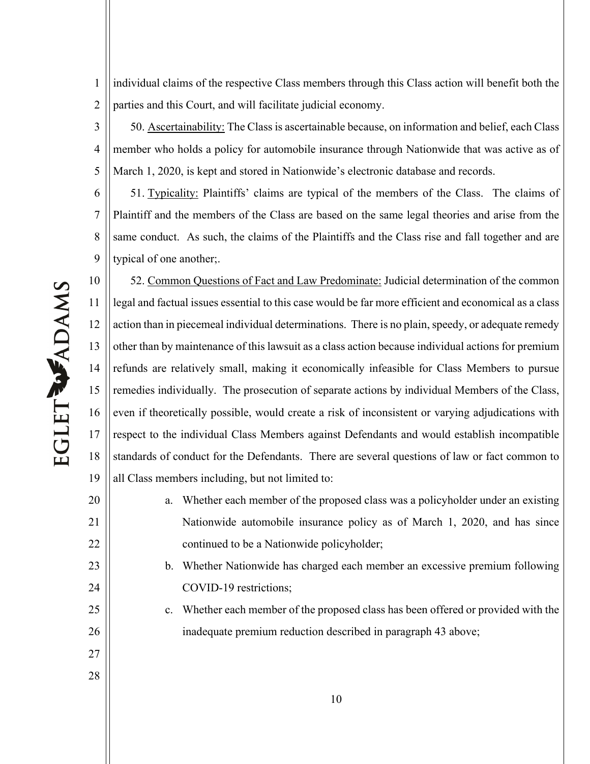individual claims of the respective Class members through this Class action will benefit both the parties and this Court, and will facilitate judicial economy.

50. <u>Ascertainability:</u> The Class is ascertainable because, on information and belief, each Class member who holds a policy for automobile insurance through Nationwide that was active as of March 1, 2020, is kept and stored in Nationwide's electronic database and records.

51. <u>Typicality:</u> Plaintiffs' claims are typical of the members of the Class. The claims of Plaintiff and the members of the Class are based on the same legal theories and arise from the same conduct. As such, the claims of the Plaintiffs and the Class rise and fall together and are typical of one another;.

52. <u>Common Questions of Fact and Law Predominate:</u> Judicial determination of the common legal and factual issues essential to this case would be far more efficient and economical as a class action than in piecemeal individual determinations. There is no plain, speedy, or adequate remedy other than by maintenance of this lawsuit as a class action because individual actions for premium refunds are relatively small, making it economically infeasible for Class Members to pursue remedies individually. The prosecution of separate actions by individual Members of the Class, even if theoretically possible, would create a risk of inconsistent or varying adjudications with respect to the individual Class Members against Defendants and would establish incompatible standards of conduct for the Defendants. There are several questions of law or fact common to all Class members including, but not limited to:

a. Whether each member of the proposed class was a policyholder under an existing Nationwide automobile insurance policy as of March 1, 2020, and has since continued to be a Nationwide policyholder;

b. Whether Nationwide has charged each member an excessive premium following COVID-19 restrictions;

c. Whether each member of the proposed class has been offered or provided with the inadequate premium reduction described in paragraph 43 above;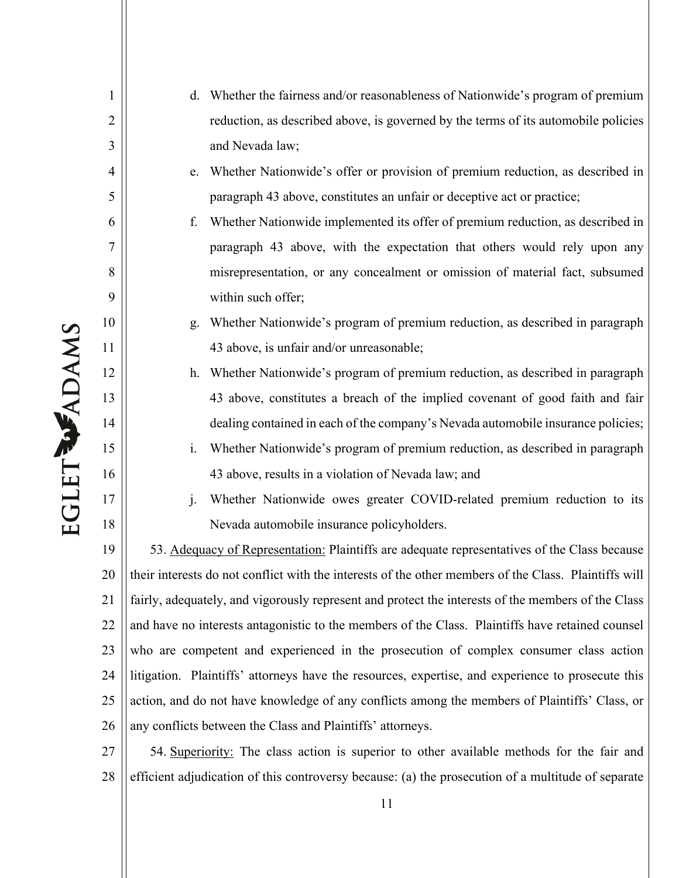d. Whether the fairness and/or reasonableness of Nationwide's program of premium reduction, as described above, is governed by the terms of its automobile policies and Nevada law;

e. Whether Nationwide's offer or provision of premium reduction, as described in paragraph 43 above, constitutes an unfair or deceptive act or practice;

f. Whether Nationwide implemented its offer of premium reduction, as described in paragraph 43 above, with the expectation that others would rely upon any misrepresentation, or any concealment or omission of material fact, subsumed within such offer;

g. Whether Nationwide's program of premium reduction, as described in paragraph 43 above, is unfair and/or unreasonable;

h. Whether Nationwide's program of premium reduction, as described in paragraph 43 above, constitutes a breach of the implied covenant of good faith and fair dealing contained in each of the company's Nevada automobile insurance policies;

i. Whether Nationwide's program of premium reduction, as described in paragraph 43 above, results in a violation of Nevada law; and

j. Whether Nationwide owes greater COVID-related premium reduction to its Nevada automobile insurance policyholders.

53. Adequacy of Representation: Plaintiffs are adequate representatives of the Class because their interests do not conflict with the interests of the other members of the Class. Plaintiffs will fairly, adequately, and vigorously represent and protect the interests of the members of the Class and have no interests antagonistic to the members of the Class. Plaintiffs have retained counsel who are competent and experienced in the prosecution of complex consumer class action litigation. Plaintiffs' attorneys have the resources, expertise, and experience to prosecute this action, and do not have knowledge of any conflicts among the members of Plaintiffs' Class, or any conflicts between the Class and Plaintiffs' attorneys.

54. Superiority: The class action is superior to other available methods for the fair and efficient adjudication of this controversy because: (a) the prosecution of a multitude of separate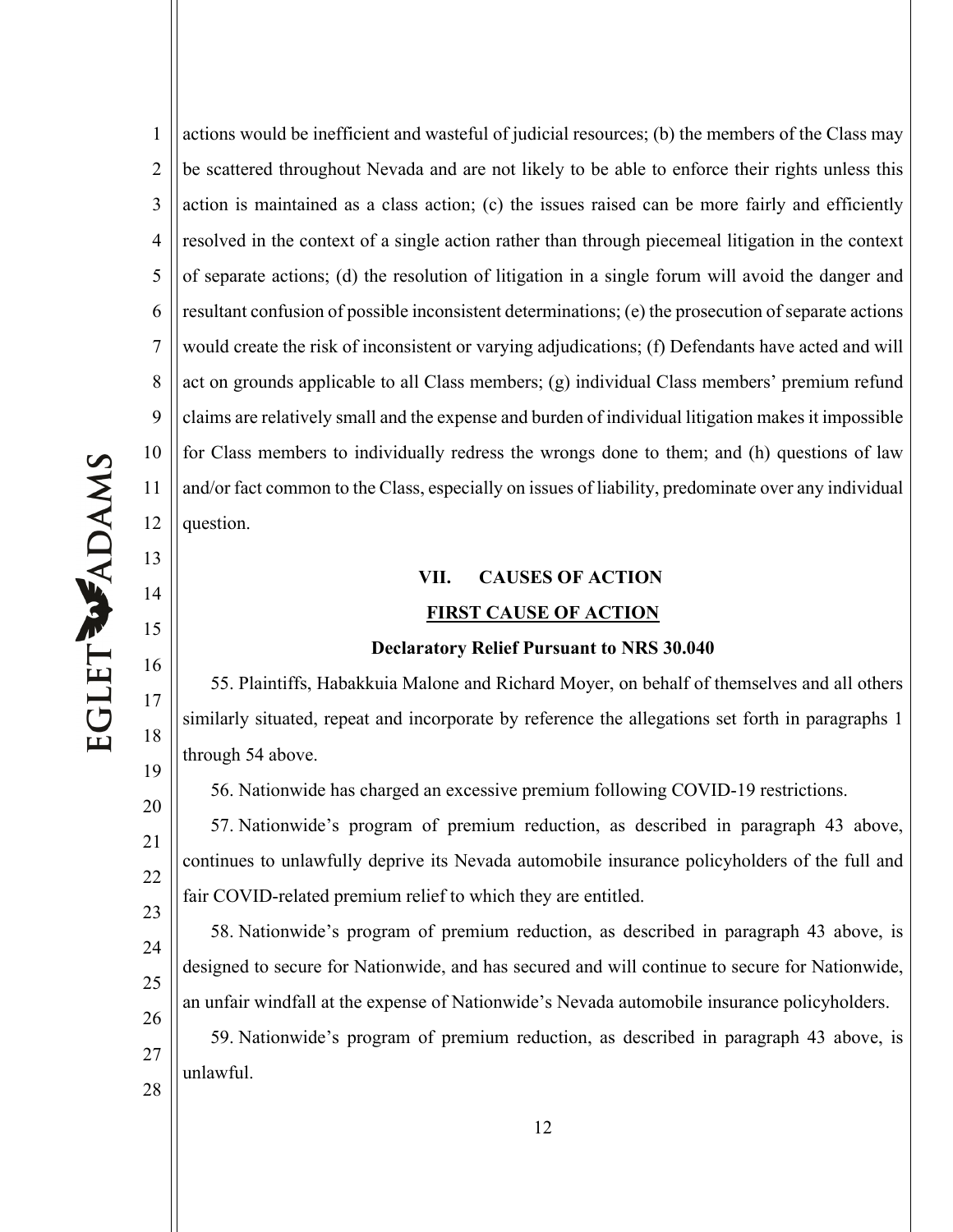actions would be inefficient and wasteful of judicial resources; (b) the members of the Class may be scattered throughout Nevada and are not likely to be able to enforce their rights unless this action is maintained as a class action; (c) the issues raised can be more fairly and efficiently resolved in the context of a single action rather than through piecemeal litigation in the context of separate actions; (d) the resolution of litigation in a single forum will avoid the danger and resultant confusion of possible inconsistent determinations; (e) the prosecution of separate actions would create the risk of inconsistent or varying adjudications; (f) Defendants have acted and will act on grounds applicable to all Class members; (g) individual Class members' premium refund claims are relatively small and the expense and burden of individual litigation makes it impossible for Class members to individually redress the wrongs done to them; and (h) questions of law and/or fact common to the Class, especially on issues of liability, predominate over any individual question.

## VII. CAUSES OF ACTION

### FIRST CAUSE OF ACTION

**Declaratory Relief Pursuant to NRS 30.040**

55. Plaintiffs, Habakkuia Malone and Richard Moyer, on behalf of themselves and all others similarly situated, repeat and incorporate by reference the allegations set forth in paragraphs 1 through 54 above.

56. Nationwide has charged an excessive premium following COVID-19 restrictions.

57. Nationwide's program of premium reduction, as described in paragraph 43 above, continues to unlawfully deprive its Nevada automobile insurance policyholders of the full and fair COVID-related premium relief to which they are entitled.

58. Nationwide's program of premium reduction, as described in paragraph 43 above, is designed to secure for Nationwide, and has secured and will continue to secure for Nationwide, an unfair windfall at the expense of Nationwide's Nevada automobile insurance policyholders.

59. Nationwide's program of premium reduction, as described in paragraph 43 above, is unlawful.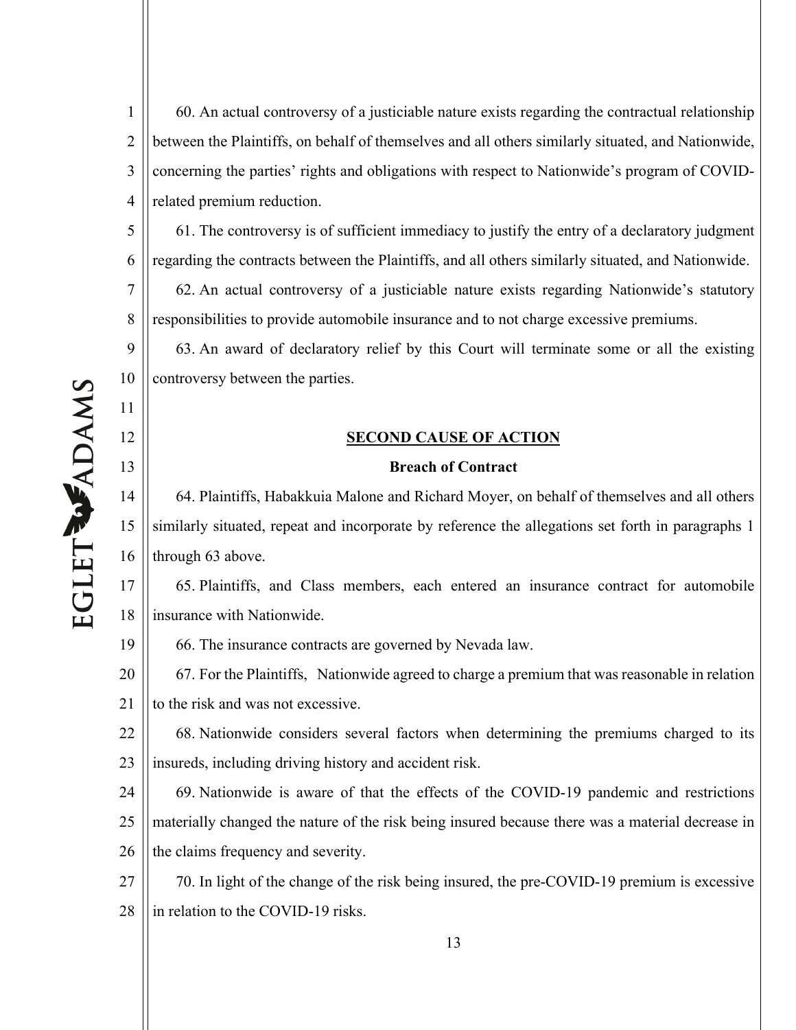60. An actual controversy of a justiciable nature exists regarding the contractual relationship between the Plaintiffs, on behalf of themselves and all others similarly situated, and Nationwide, concerning the parties' rights and obligations with respect to Nationwide's program of COVID-related premium reduction.

61. The controversy is of sufficient immediacy to justify the entry of a declaratory judgment regarding the contracts between the Plaintiffs, and all others similarly situated, and Nationwide.

62. An actual controversy of a justiciable nature exists regarding Nationwide's statutory responsibilities to provide automobile insurance and to not charge excessive premiums.

63. An award of declaratory relief by this Court will terminate some or all the existing controversy between the parties.

## SECOND CAUSE OF ACTION

### Breach of Contract

64. Plaintiffs, Habakkuia Malone and Richard Moyer, on behalf of themselves and all others similarly situated, repeat and incorporate by reference the allegations set forth in paragraphs 1 through 63 above.

65. Plaintiffs, and Class members, each entered an insurance contract for automobile insurance with Nationwide.

66. The insurance contracts are governed by Nevada law.

67. For the Plaintiffs, Nationwide agreed to charge a premium that was reasonable in relation to the risk and was not excessive.

68. Nationwide considers several factors when determining the premiums charged to its insureds, including driving history and accident risk.

69. Nationwide is aware of that the effects of the COVID-19 pandemic and restrictions materially changed the nature of the risk being insured because there was a material decrease in the claims frequency and severity.

70. In light of the change of the risk being insured, the pre-COVID-19 premium is excessive in relation to the COVID-19 risks.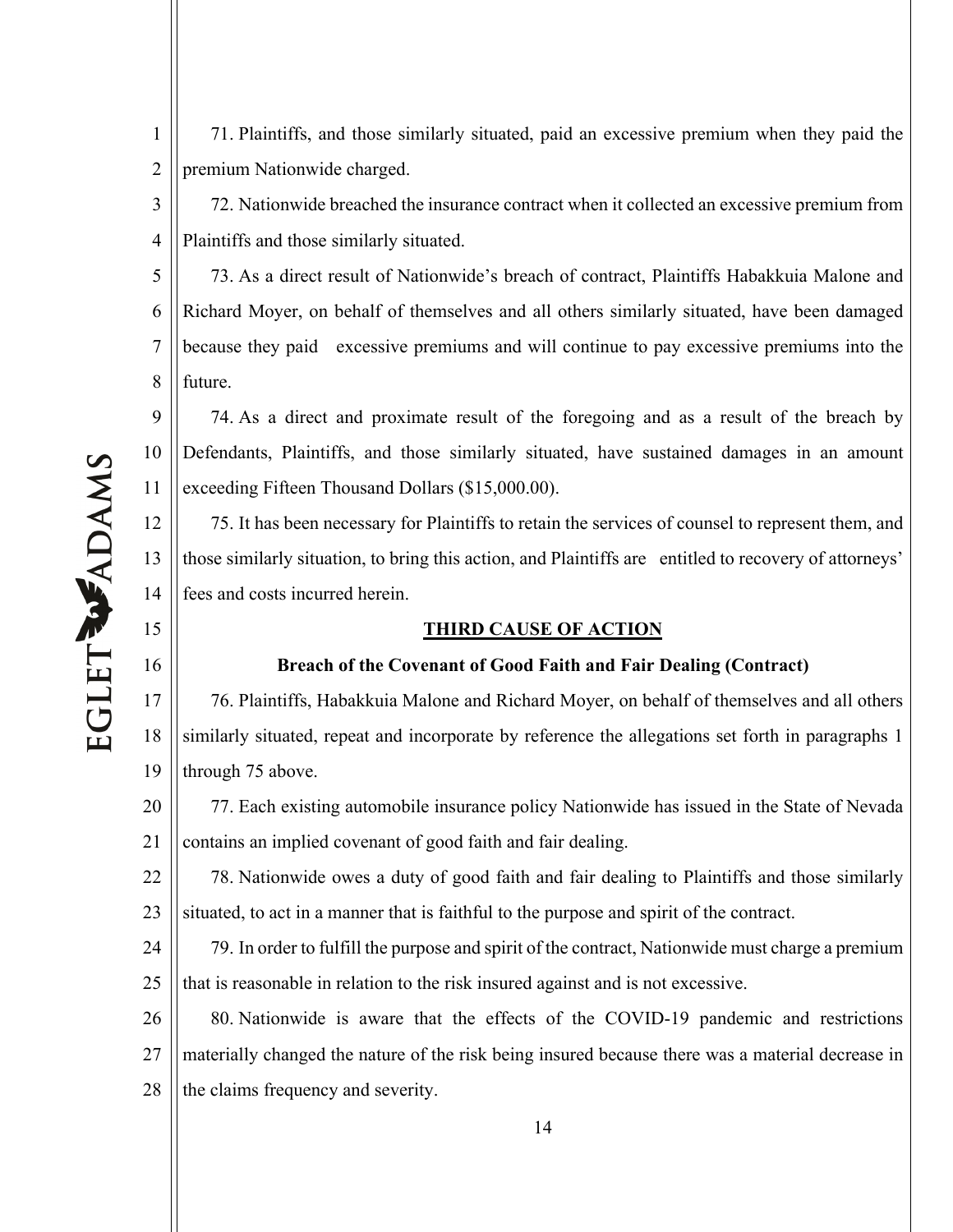71. Plaintiffs, and those similarly situated, paid an excessive premium when they paid the premium Nationwide charged.

72. Nationwide breached the insurance contract when it collected an excessive premium from Plaintiffs and those similarly situated.

73. As a direct result of Nationwide's breach of contract, Plaintiffs Habakkuia Malone and Richard Moyer, on behalf of themselves and all others similarly situated, have been damaged because they paid excessive premiums and will continue to pay excessive premiums into the future.

74. As a direct and proximate result of the foregoing and as a result of the breach by Defendants, Plaintiffs, and those similarly situated, have sustained damages in an amount exceeding Fifteen Thousand Dollars ($15,000.00).

75. It has been necessary for Plaintiffs to retain the services of counsel to represent them, and those similarly situation, to bring this action, and Plaintiffs are entitled to recovery of attorneys' fees and costs incurred herein.

## THIRD CAUSE OF ACTION

### Breach of the Covenant of Good Faith and Fair Dealing (Contract)

76. Plaintiffs, Habakkuia Malone and Richard Moyer, on behalf of themselves and all others similarly situated, repeat and incorporate by reference the allegations set forth in paragraphs 1 through 75 above.

77. Each existing automobile insurance policy Nationwide has issued in the State of Nevada contains an implied covenant of good faith and fair dealing.

78. Nationwide owes a duty of good faith and fair dealing to Plaintiffs and those similarly situated, to act in a manner that is faithful to the purpose and spirit of the contract.

79. In order to fulfill the purpose and spirit of the contract, Nationwide must charge a premium that is reasonable in relation to the risk insured against and is not excessive.

80. Nationwide is aware that the effects of the COVID-19 pandemic and restrictions materially changed the nature of the risk being insured because there was a material decrease in the claims frequency and severity.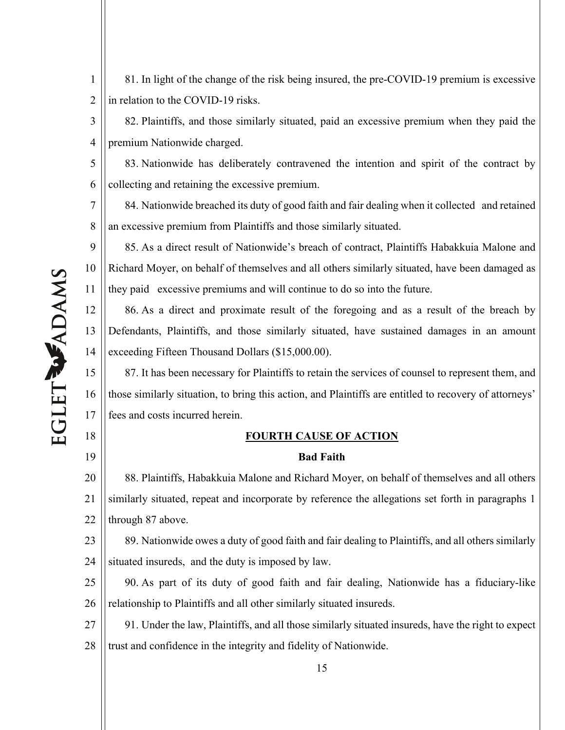81. In light of the change of the risk being insured, the pre-COVID-19 premium is excessive in relation to the COVID-19 risks.

82. Plaintiffs, and those similarly situated, paid an excessive premium when they paid the premium Nationwide charged.

83. Nationwide has deliberately contravened the intention and spirit of the contract by collecting and retaining the excessive premium.

84. Nationwide breached its duty of good faith and fair dealing when it collected and retained an excessive premium from Plaintiffs and those similarly situated.

85. As a direct result of Nationwide's breach of contract, Plaintiffs Habakkuia Malone and Richard Moyer, on behalf of themselves and all others similarly situated, have been damaged as they paid excessive premiums and will continue to do so into the future.

86. As a direct and proximate result of the foregoing and as a result of the breach by Defendants, Plaintiffs, and those similarly situated, have sustained damages in an amount exceeding Fifteen Thousand Dollars ($15,000.00).

87. It has been necessary for Plaintiffs to retain the services of counsel to represent them, and those similarly situation, to bring this action, and Plaintiffs are entitled to recovery of attorneys' fees and costs incurred herein.

## FOURTH CAUSE OF ACTION

### Bad Faith

88. Plaintiffs, Habakkuia Malone and Richard Moyer, on behalf of themselves and all others similarly situated, repeat and incorporate by reference the allegations set forth in paragraphs 1 through 87 above.

89. Nationwide owes a duty of good faith and fair dealing to Plaintiffs, and all others similarly situated insureds, and the duty is imposed by law.

90. As part of its duty of good faith and fair dealing, Nationwide has a fiduciary-like relationship to Plaintiffs and all other similarly situated insureds.

91. Under the law, Plaintiffs, and all those similarly situated insureds, have the right to expect trust and confidence in the integrity and fidelity of Nationwide.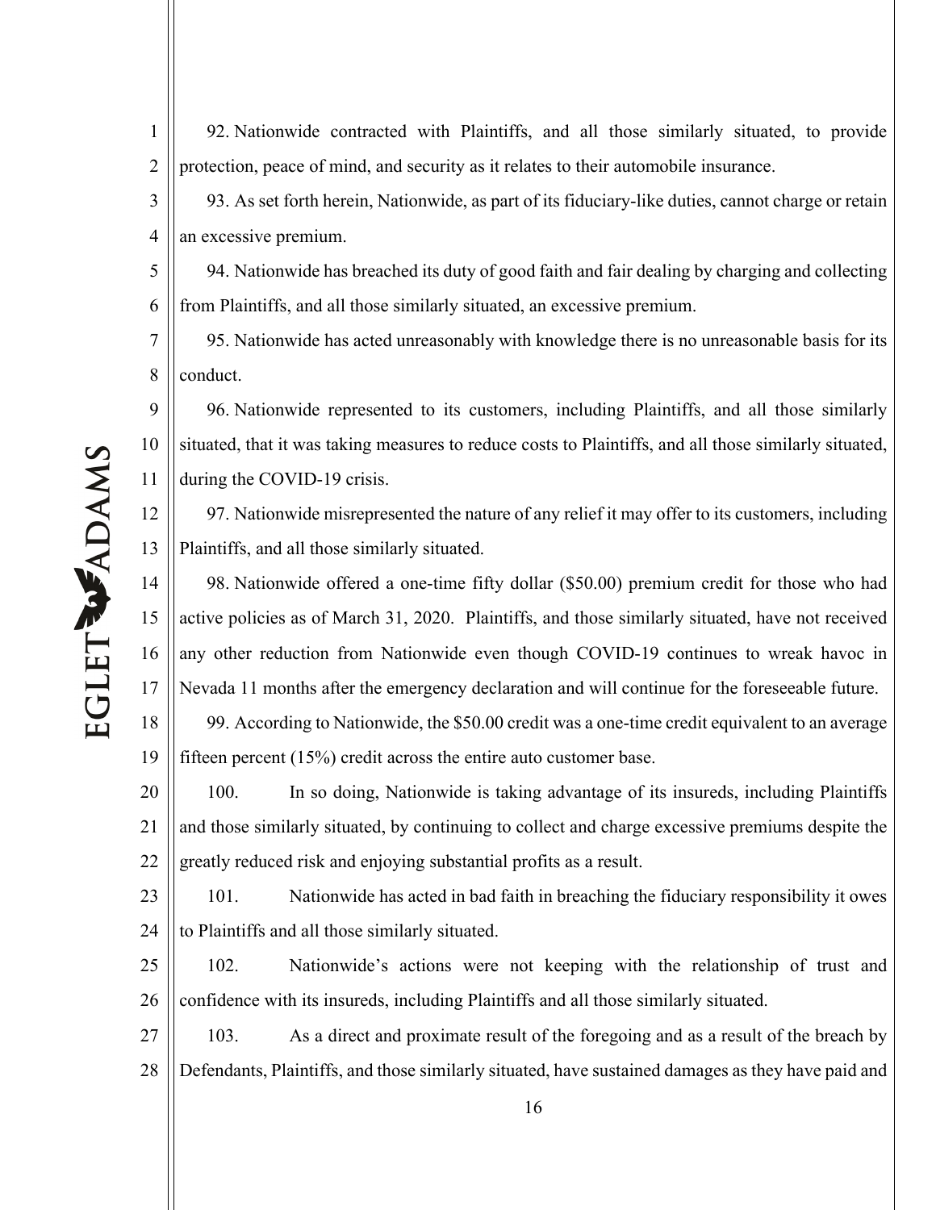92. Nationwide contracted with Plaintiffs, and all those similarly situated, to provide protection, peace of mind, and security as it relates to their automobile insurance.

93. As set forth herein, Nationwide, as part of its fiduciary-like duties, cannot charge or retain an excessive premium.

94. Nationwide has breached its duty of good faith and fair dealing by charging and collecting from Plaintiffs, and all those similarly situated, an excessive premium.

95. Nationwide has acted unreasonably with knowledge there is no unreasonable basis for its conduct.

96. Nationwide represented to its customers, including Plaintiffs, and all those similarly situated, that it was taking measures to reduce costs to Plaintiffs, and all those similarly situated, during the COVID-19 crisis.

97. Nationwide misrepresented the nature of any relief it may offer to its customers, including Plaintiffs, and all those similarly situated.

98. Nationwide offered a one-time fifty dollar ($50.00) premium credit for those who had active policies as of March 31, 2020. Plaintiffs, and those similarly situated, have not received any other reduction from Nationwide even though COVID-19 continues to wreak havoc in Nevada 11 months after the emergency declaration and will continue for the foreseeable future.

99. According to Nationwide, the $50.00 credit was a one-time credit equivalent to an average fifteen percent (15%) credit across the entire auto customer base.

100. In so doing, Nationwide is taking advantage of its insureds, including Plaintiffs and those similarly situated, by continuing to collect and charge excessive premiums despite the greatly reduced risk and enjoying substantial profits as a result.

101. Nationwide has acted in bad faith in breaching the fiduciary responsibility it owes to Plaintiffs and all those similarly situated.

102. Nationwide's actions were not keeping with the relationship of trust and confidence with its insureds, including Plaintiffs and all those similarly situated.

103. As a direct and proximate result of the foregoing and as a result of the breach by Defendants, Plaintiffs, and those similarly situated, have sustained damages as they have paid and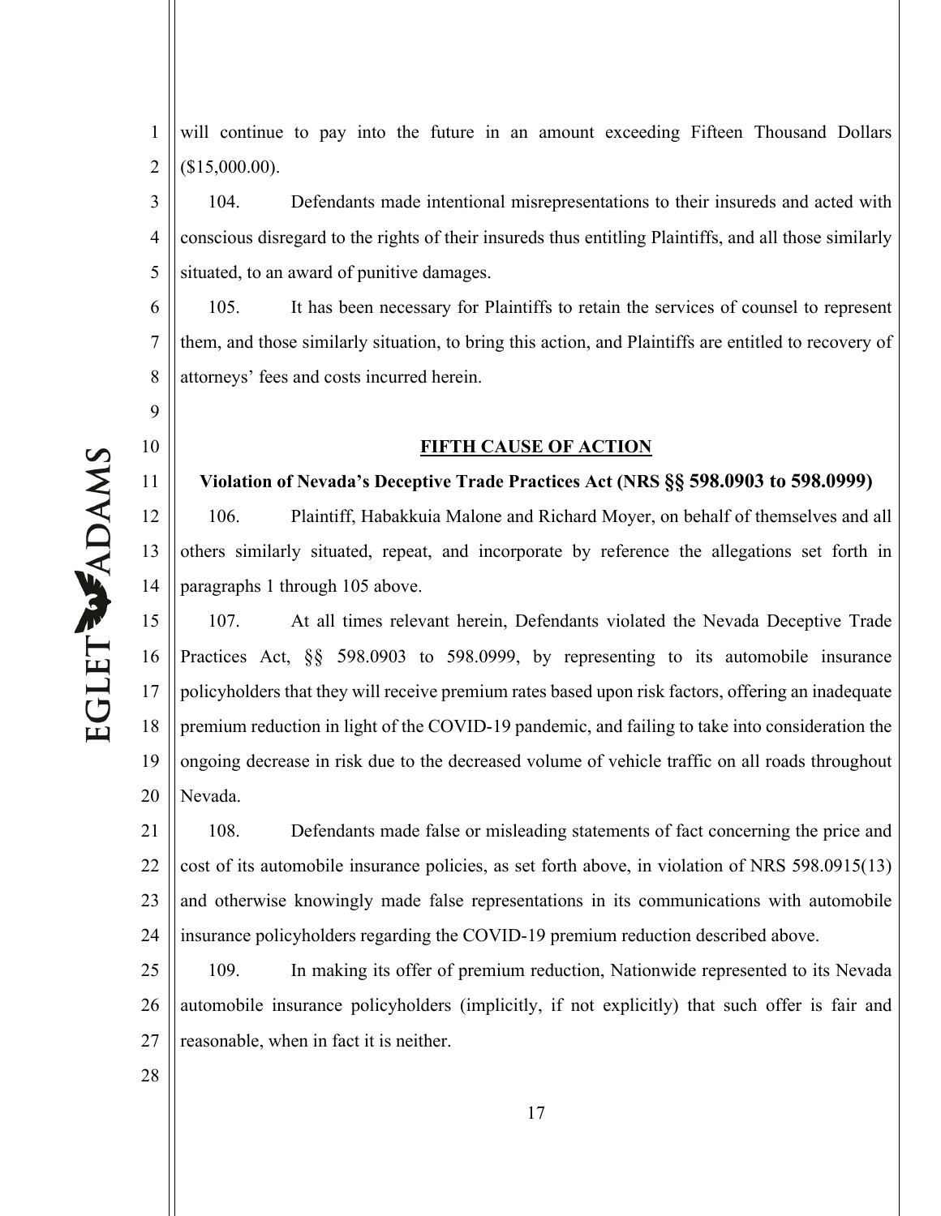will continue to pay into the future in an amount exceeding Fifteen Thousand Dollars ($15,000.00).

104. Defendants made intentional misrepresentations to their insureds and acted with conscious disregard to the rights of their insureds thus entitling Plaintiffs, and all those similarly situated, to an award of punitive damages.

105. It has been necessary for Plaintiffs to retain the services of counsel to represent them, and those similarly situation, to bring this action, and Plaintiffs are entitled to recovery of attorneys' fees and costs incurred herein.

**FIFTH CAUSE OF ACTION**

**Violation of Nevada's Deceptive Trade Practices Act (NRS §§ 598.0903 to 598.0999)**

106. Plaintiff, Habakkuia Malone and Richard Moyer, on behalf of themselves and all others similarly situated, repeat, and incorporate by reference the allegations set forth in paragraphs 1 through 105 above.

107. At all times relevant herein, Defendants violated the Nevada Deceptive Trade Practices Act, §§ 598.0903 to 598.0999, by representing to its automobile insurance policyholders that they will receive premium rates based upon risk factors, offering an inadequate premium reduction in light of the COVID-19 pandemic, and failing to take into consideration the ongoing decrease in risk due to the decreased volume of vehicle traffic on all roads throughout Nevada.

108. Defendants made false or misleading statements of fact concerning the price and cost of its automobile insurance policies, as set forth above, in violation of NRS 598.0915(13) and otherwise knowingly made false representations in its communications with automobile insurance policyholders regarding the COVID-19 premium reduction described above.

109. In making its offer of premium reduction, Nationwide represented to its Nevada automobile insurance policyholders (implicitly, if not explicitly) that such offer is fair and reasonable, when in fact it is neither.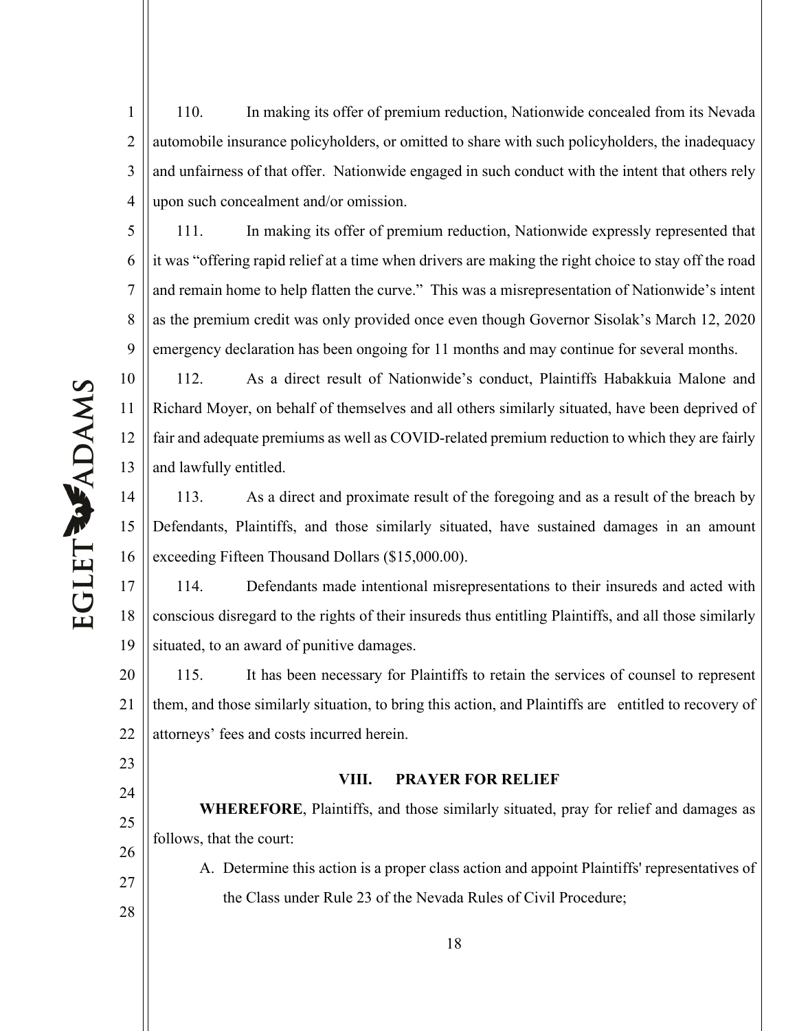110. In making its offer of premium reduction, Nationwide concealed from its Nevada automobile insurance policyholders, or omitted to share with such policyholders, the inadequacy and unfairness of that offer. Nationwide engaged in such conduct with the intent that others rely upon such concealment and/or omission.

111. In making its offer of premium reduction, Nationwide expressly represented that it was "offering rapid relief at a time when drivers are making the right choice to stay off the road and remain home to help flatten the curve." This was a misrepresentation of Nationwide's intent as the premium credit was only provided once even though Governor Sisolak's March 12, 2020 emergency declaration has been ongoing for 11 months and may continue for several months.

112. As a direct result of Nationwide's conduct, Plaintiffs Habakkuia Malone and Richard Moyer, on behalf of themselves and all others similarly situated, have been deprived of fair and adequate premiums as well as COVID-related premium reduction to which they are fairly and lawfully entitled.

113. As a direct and proximate result of the foregoing and as a result of the breach by Defendants, Plaintiffs, and those similarly situated, have sustained damages in an amount exceeding Fifteen Thousand Dollars ($15,000.00).

114. Defendants made intentional misrepresentations to their insureds and acted with conscious disregard to the rights of their insureds thus entitling Plaintiffs, and all those similarly situated, to an award of punitive damages.

115. It has been necessary for Plaintiffs to retain the services of counsel to represent them, and those similarly situation, to bring this action, and Plaintiffs are entitled to recovery of attorneys' fees and costs incurred herein.

## VIII. PRAYER FOR RELIEF

**WHEREFORE**, Plaintiffs, and those similarly situated, pray for relief and damages as follows, that the court:

A. Determine this action is a proper class action and appoint Plaintiffs' representatives of the Class under Rule 23 of the Nevada Rules of Civil Procedure;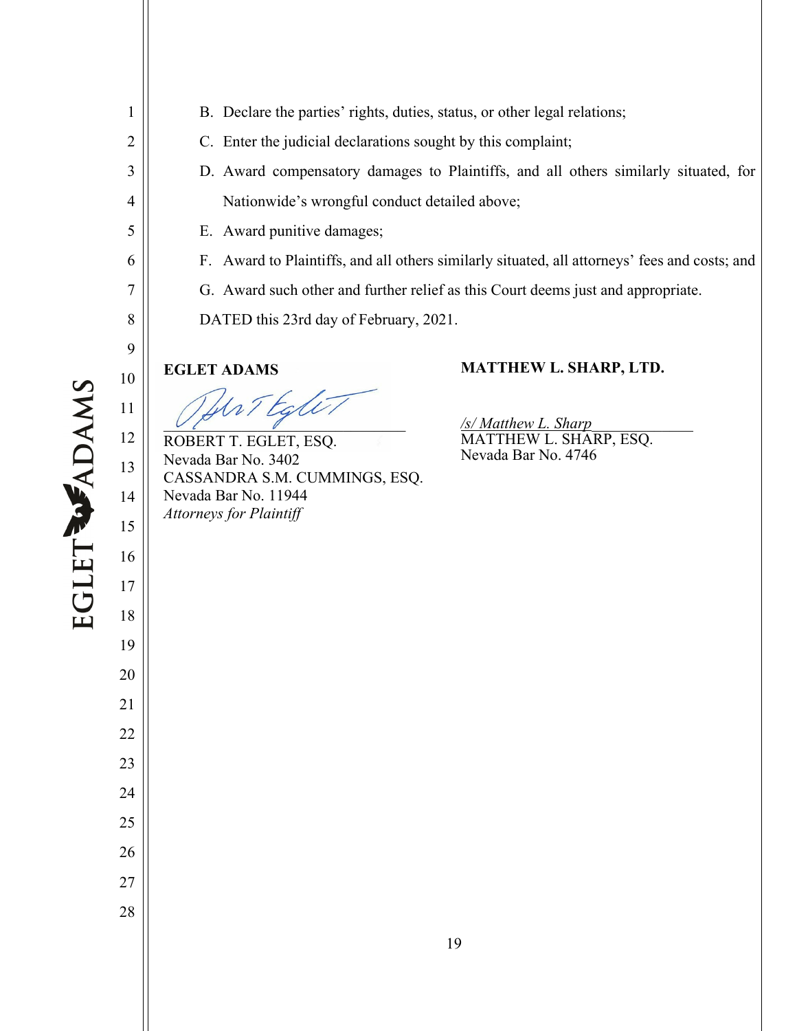B. Declare the parties' rights, duties, status, or other legal relations;

C. Enter the judicial declarations sought by this complaint;

D. Award compensatory damages to Plaintiffs, and all others similarly situated, for Nationwide's wrongful conduct detailed above;

E. Award punitive damages;

F. Award to Plaintiffs, and all others similarly situated, all attorneys' fees and costs; and

G. Award such other and further relief as this Court deems just and appropriate.

DATED this 23rd day of February, 2021.

**EGLET ADAMS**

ROBERT T. EGLET, ESQ.
Nevada Bar No. 3402
CASSANDRA S.M. CUMMINGS, ESQ.
Nevada Bar No. 11944
*Attorneys for Plaintiff*

**MATTHEW L. SHARP, LTD.**

*/s/ Matthew L. Sharp*
MATTHEW L. SHARP, ESQ.
Nevada Bar No. 4746